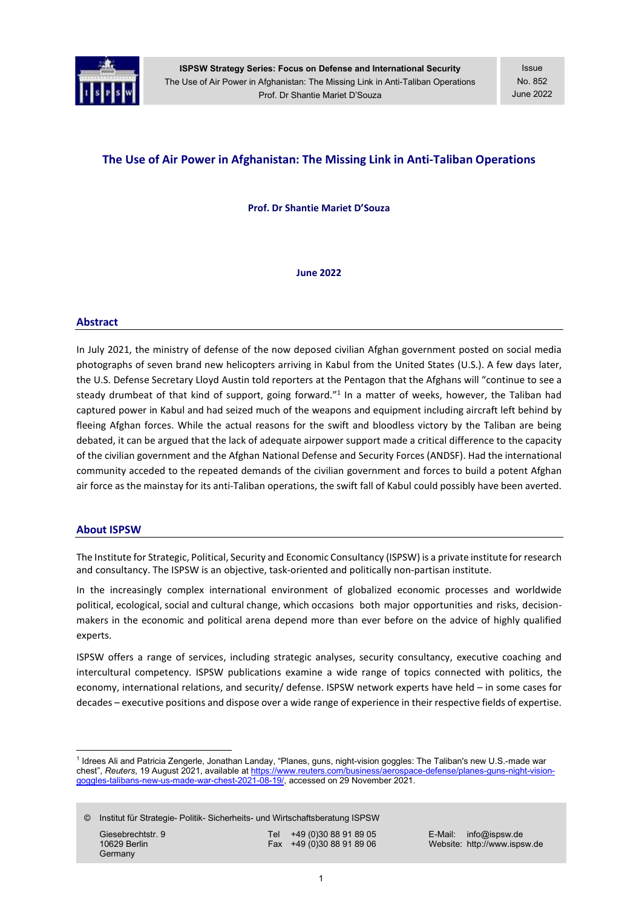# The Use of Air Power in Afghanistan: The Missing Link in Anti-Taliban Operations

**Prof. Dr Shantie Mariet D'Souza**

**June 2022**

## Abstract

In July 2021, the ministry of defense of the now deposed civilian Afghan government posted on social media photographs of seven brand new helicopters arriving in Kabul from the United States (U.S.). A few days later, the U.S. Defense Secretary Lloyd Austin told reporters at the Pentagon that the Afghans will "continue to see a steady drumbeat of that kind of support, going forward."[1] In a matter of weeks, however, the Taliban had captured power in Kabul and had seized much of the weapons and equipment including aircraft left behind by fleeing Afghan forces. While the actual reasons for the swift and bloodless victory by the Taliban are being debated, it can be argued that the lack of adequate airpower support made a critical difference to the capacity of the civilian government and the Afghan National Defense and Security Forces (ANDSF). Had the international community acceded to the repeated demands of the civilian government and forces to build a potent Afghan air force as the mainstay for its anti-Taliban operations, the swift fall of Kabul could possibly have been averted.

## About ISPSW

The Institute for Strategic, Political, Security and Economic Consultancy (ISPSW) is a private institute for research and consultancy. The ISPSW is an objective, task-oriented and politically non-partisan institute.

In the increasingly complex international environment of globalized economic processes and worldwide political, ecological, social and cultural change, which occasions both major opportunities and risks, decision-makers in the economic and political arena depend more than ever before on the advice of highly qualified experts.

ISPSW offers a range of services, including strategic analyses, security consultancy, executive coaching and intercultural competency. ISPSW publications examine a wide range of topics connected with politics, the economy, international relations, and security/ defense. ISPSW network experts have held – in some cases for decades – executive positions and dispose over a wide range of experience in their respective fields of expertise.

[1] Idrees Ali and Patricia Zengerle, Jonathan Landay, "Planes, guns, night-vision goggles: The Taliban's new U.S.-made war chest", *Reuters*, 19 August 2021, available at https://www.reuters.com/business/aerospace-defense/planes-guns-night-vision-goggles-talibans-new-us-made-war-chest-2021-08-19/, accessed on 29 November 2021.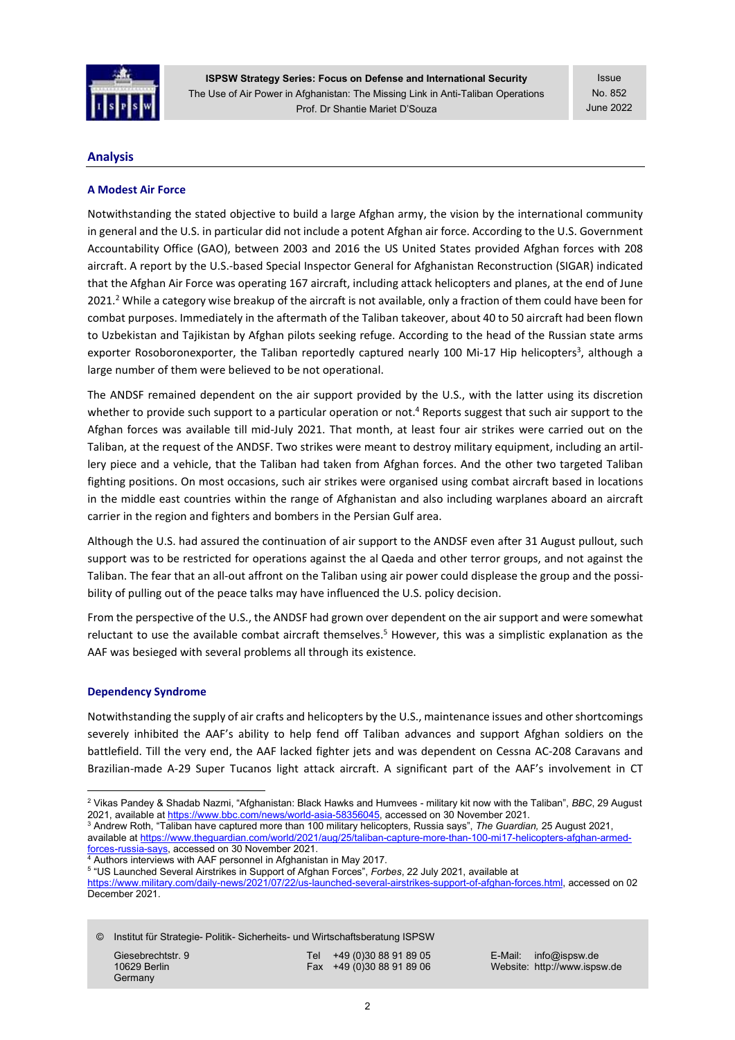## Analysis

### A Modest Air Force

Notwithstanding the stated objective to build a large Afghan army, the vision by the international community in general and the U.S. in particular did not include a potent Afghan air force. According to the U.S. Government Accountability Office (GAO), between 2003 and 2016 the US United States provided Afghan forces with 208 aircraft. A report by the U.S.-based Special Inspector General for Afghanistan Reconstruction (SIGAR) indicated that the Afghan Air Force was operating 167 aircraft, including attack helicopters and planes, at the end of June 2021.[2] While a category wise breakup of the aircraft is not available, only a fraction of them could have been for combat purposes. Immediately in the aftermath of the Taliban takeover, about 40 to 50 aircraft had been flown to Uzbekistan and Tajikistan by Afghan pilots seeking refuge. According to the head of the Russian state arms exporter Rosoboronexporter, the Taliban reportedly captured nearly 100 Mi-17 Hip helicopters[3], although a large number of them were believed to be not operational.

The ANDSF remained dependent on the air support provided by the U.S., with the latter using its discretion whether to provide such support to a particular operation or not.[4] Reports suggest that such air support to the Afghan forces was available till mid-July 2021. That month, at least four air strikes were carried out on the Taliban, at the request of the ANDSF. Two strikes were meant to destroy military equipment, including an artillery piece and a vehicle, that the Taliban had taken from Afghan forces. And the other two targeted Taliban fighting positions. On most occasions, such air strikes were organised using combat aircraft based in locations in the middle east countries within the range of Afghanistan and also including warplanes aboard an aircraft carrier in the region and fighters and bombers in the Persian Gulf area.

Although the U.S. had assured the continuation of air support to the ANDSF even after 31 August pullout, such support was to be restricted for operations against the al Qaeda and other terror groups, and not against the Taliban. The fear that an all-out affront on the Taliban using air power could displease the group and the possibility of pulling out of the peace talks may have influenced the U.S. policy decision.

From the perspective of the U.S., the ANDSF had grown over dependent on the air support and were somewhat reluctant to use the available combat aircraft themselves.[5] However, this was a simplistic explanation as the AAF was besieged with several problems all through its existence.

### Dependency Syndrome

Notwithstanding the supply of air crafts and helicopters by the U.S., maintenance issues and other shortcomings severely inhibited the AAF's ability to help fend off Taliban advances and support Afghan soldiers on the battlefield. Till the very end, the AAF lacked fighter jets and was dependent on Cessna AC-208 Caravans and Brazilian-made A-29 Super Tucanos light attack aircraft. A significant part of the AAF's involvement in CT

---

[2] Vikas Pandey & Shadab Nazmi, "Afghanistan: Black Hawks and Humvees - military kit now with the Taliban", *BBC*, 29 August 2021, available at https://www.bbc.com/news/world-asia-58356045, accessed on 30 November 2021.

[3] Andrew Roth, "Taliban have captured more than 100 military helicopters, Russia says", *The Guardian,* 25 August 2021, available at https://www.theguardian.com/world/2021/aug/25/taliban-capture-more-than-100-mi17-helicopters-afghan-armed-forces-russia-says, accessed on 30 November 2021.

[4] Authors interviews with AAF personnel in Afghanistan in May 2017.

[5] "US Launched Several Airstrikes in Support of Afghan Forces", *Forbes*, 22 July 2021, available at https://www.military.com/daily-news/2021/07/22/us-launched-several-airstrikes-support-of-afghan-forces.html, accessed on 02 December 2021.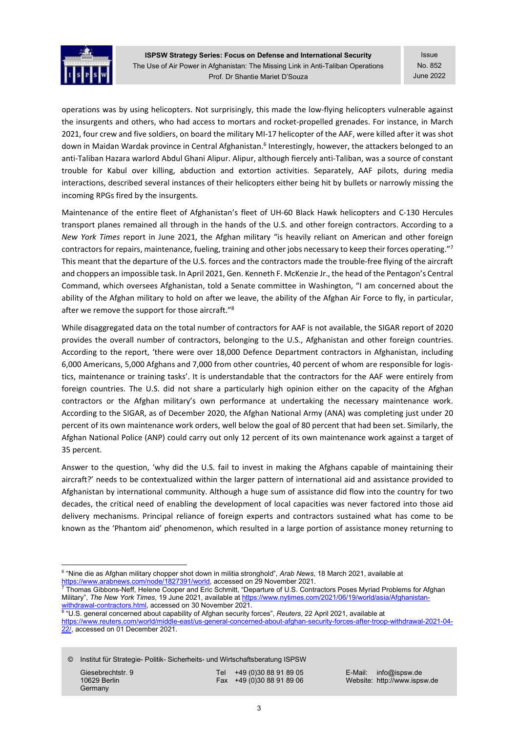operations was by using helicopters. Not surprisingly, this made the low-flying helicopters vulnerable against the insurgents and others, who had access to mortars and rocket-propelled grenades. For instance, in March 2021, four crew and five soldiers, on board the military MI-17 helicopter of the AAF, were killed after it was shot down in Maidan Wardak province in Central Afghanistan.[6] Interestingly, however, the attackers belonged to an anti-Taliban Hazara warlord Abdul Ghani Alipur. Alipur, although fiercely anti-Taliban, was a source of constant trouble for Kabul over killing, abduction and extortion activities. Separately, AAF pilots, during media interactions, described several instances of their helicopters either being hit by bullets or narrowly missing the incoming RPGs fired by the insurgents.

Maintenance of the entire fleet of Afghanistan's fleet of UH-60 Black Hawk helicopters and C-130 Hercules transport planes remained all through in the hands of the U.S. and other foreign contractors. According to a *New York Times* report in June 2021, the Afghan military "is heavily reliant on American and other foreign contractors for repairs, maintenance, fueling, training and other jobs necessary to keep their forces operating."[7] This meant that the departure of the U.S. forces and the contractors made the trouble-free flying of the aircraft and choppers an impossible task. In April 2021, Gen. Kenneth F. McKenzie Jr., the head of the Pentagon's Central Command, which oversees Afghanistan, told a Senate committee in Washington, "I am concerned about the ability of the Afghan military to hold on after we leave, the ability of the Afghan Air Force to fly, in particular, after we remove the support for those aircraft."[8]

While disaggregated data on the total number of contractors for AAF is not available, the SIGAR report of 2020 provides the overall number of contractors, belonging to the U.S., Afghanistan and other foreign countries. According to the report, 'there were over 18,000 Defence Department contractors in Afghanistan, including 6,000 Americans, 5,000 Afghans and 7,000 from other countries, 40 percent of whom are responsible for logistics, maintenance or training tasks'. It is understandable that the contractors for the AAF were entirely from foreign countries. The U.S. did not share a particularly high opinion either on the capacity of the Afghan contractors or the Afghan military's own performance at undertaking the necessary maintenance work. According to the SIGAR, as of December 2020, the Afghan National Army (ANA) was completing just under 20 percent of its own maintenance work orders, well below the goal of 80 percent that had been set. Similarly, the Afghan National Police (ANP) could carry out only 12 percent of its own maintenance work against a target of 35 percent.

Answer to the question, 'why did the U.S. fail to invest in making the Afghans capable of maintaining their aircraft?' needs to be contextualized within the larger pattern of international aid and assistance provided to Afghanistan by international community. Although a huge sum of assistance did flow into the country for two decades, the critical need of enabling the development of local capacities was never factored into those aid delivery mechanisms. Principal reliance of foreign experts and contractors sustained what has come to be known as the 'Phantom aid' phenomenon, which resulted in a large portion of assistance money returning to

---

[6] "Nine die as Afghan military chopper shot down in militia stronghold", *Arab News*, 18 March 2021, available at https://www.arabnews.com/node/1827391/world, accessed on 29 November 2021.

[7] Thomas Gibbons-Neff, Helene Cooper and Eric Schmitt, "Departure of U.S. Contractors Poses Myriad Problems for Afghan Military", *The New York Times*, 19 June 2021, available at https://www.nytimes.com/2021/06/19/world/asia/Afghanistan-withdrawal-contractors.html, accessed on 30 November 2021.

[8] "U.S. general concerned about capability of Afghan security forces", *Reuters*, 22 April 2021, available at https://www.reuters.com/world/middle-east/us-general-concerned-about-afghan-security-forces-after-troop-withdrawal-2021-04-22/, accessed on 01 December 2021.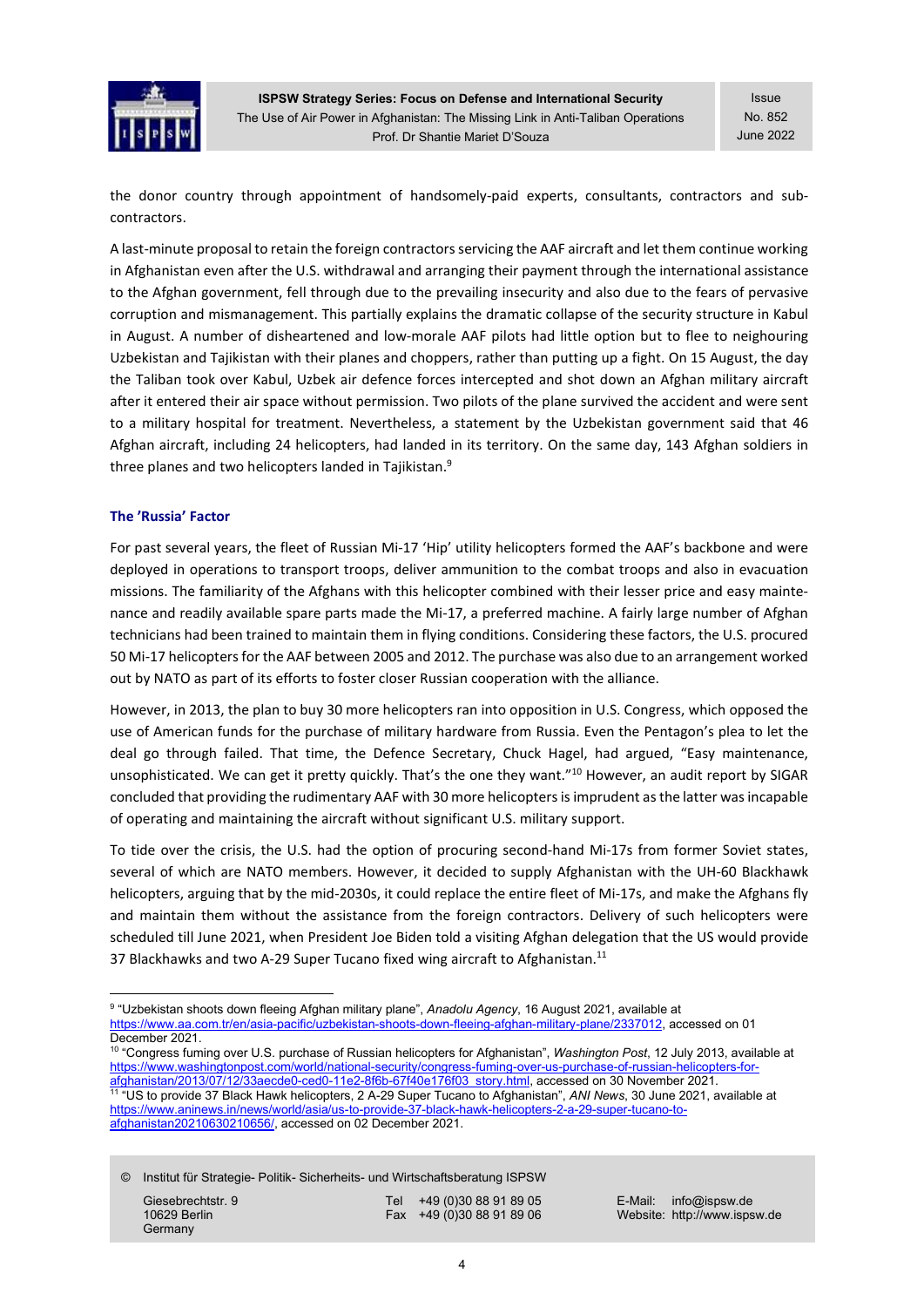the donor country through appointment of handsomely-paid experts, consultants, contractors and sub-contractors.

A last-minute proposal to retain the foreign contractors servicing the AAF aircraft and let them continue working in Afghanistan even after the U.S. withdrawal and arranging their payment through the international assistance to the Afghan government, fell through due to the prevailing insecurity and also due to the fears of pervasive corruption and mismanagement. This partially explains the dramatic collapse of the security structure in Kabul in August. A number of disheartened and low-morale AAF pilots had little option but to flee to neighbouring Uzbekistan and Tajikistan with their planes and choppers, rather than putting up a fight. On 15 August, the day the Taliban took over Kabul, Uzbek air defence forces intercepted and shot down an Afghan military aircraft after it entered their air space without permission. Two pilots of the plane survived the accident and were sent to a military hospital for treatment. Nevertheless, a statement by the Uzbekistan government said that 46 Afghan aircraft, including 24 helicopters, had landed in its territory. On the same day, 143 Afghan soldiers in three planes and two helicopters landed in Tajikistan.[9]

### The 'Russia' Factor

For past several years, the fleet of Russian Mi-17 'Hip' utility helicopters formed the AAF's backbone and were deployed in operations to transport troops, deliver ammunition to the combat troops and also in evacuation missions. The familiarity of the Afghans with this helicopter combined with their lesser price and easy maintenance and readily available spare parts made the Mi-17, a preferred machine. A fairly large number of Afghan technicians had been trained to maintain them in flying conditions. Considering these factors, the U.S. procured 50 Mi-17 helicopters for the AAF between 2005 and 2012. The purchase was also due to an arrangement worked out by NATO as part of its efforts to foster closer Russian cooperation with the alliance.

However, in 2013, the plan to buy 30 more helicopters ran into opposition in U.S. Congress, which opposed the use of American funds for the purchase of military hardware from Russia. Even the Pentagon's plea to let the deal go through failed. That time, the Defence Secretary, Chuck Hagel, had argued, "Easy maintenance, unsophisticated. We can get it pretty quickly. That's the one they want."[10] However, an audit report by SIGAR concluded that providing the rudimentary AAF with 30 more helicopters is imprudent as the latter was incapable of operating and maintaining the aircraft without significant U.S. military support.

To tide over the crisis, the U.S. had the option of procuring second-hand Mi-17s from former Soviet states, several of which are NATO members. However, it decided to supply Afghanistan with the UH-60 Blackhawk helicopters, arguing that by the mid-2030s, it could replace the entire fleet of Mi-17s, and make the Afghans fly and maintain them without the assistance from the foreign contractors. Delivery of such helicopters were scheduled till June 2021, when President Joe Biden told a visiting Afghan delegation that the US would provide 37 Blackhawks and two A-29 Super Tucano fixed wing aircraft to Afghanistan.[11]

---

[9] "Uzbekistan shoots down fleeing Afghan military plane", *Anadolu Agency*, 16 August 2021, available at https://www.aa.com.tr/en/asia-pacific/uzbekistan-shoots-down-fleeing-afghan-military-plane/2337012, accessed on 01 December 2021.

[10] "Congress fuming over U.S. purchase of Russian helicopters for Afghanistan", *Washington Post*, 12 July 2013, available at https://www.washingtonpost.com/world/national-security/congress-fuming-over-us-purchase-of-russian-helicopters-for-afghanistan/2013/07/12/33aecde0-ced0-11e2-8f6b-67f40e176f03_story.html, accessed on 30 November 2021.

[11] "US to provide 37 Black Hawk helicopters, 2 A-29 Super Tucano to Afghanistan", *ANI News*, 30 June 2021, available at https://www.aninews.in/news/world/asia/us-to-provide-37-black-hawk-helicopters-2-a-29-super-tucano-to-afghanistan20210630210656/, accessed on 02 December 2021.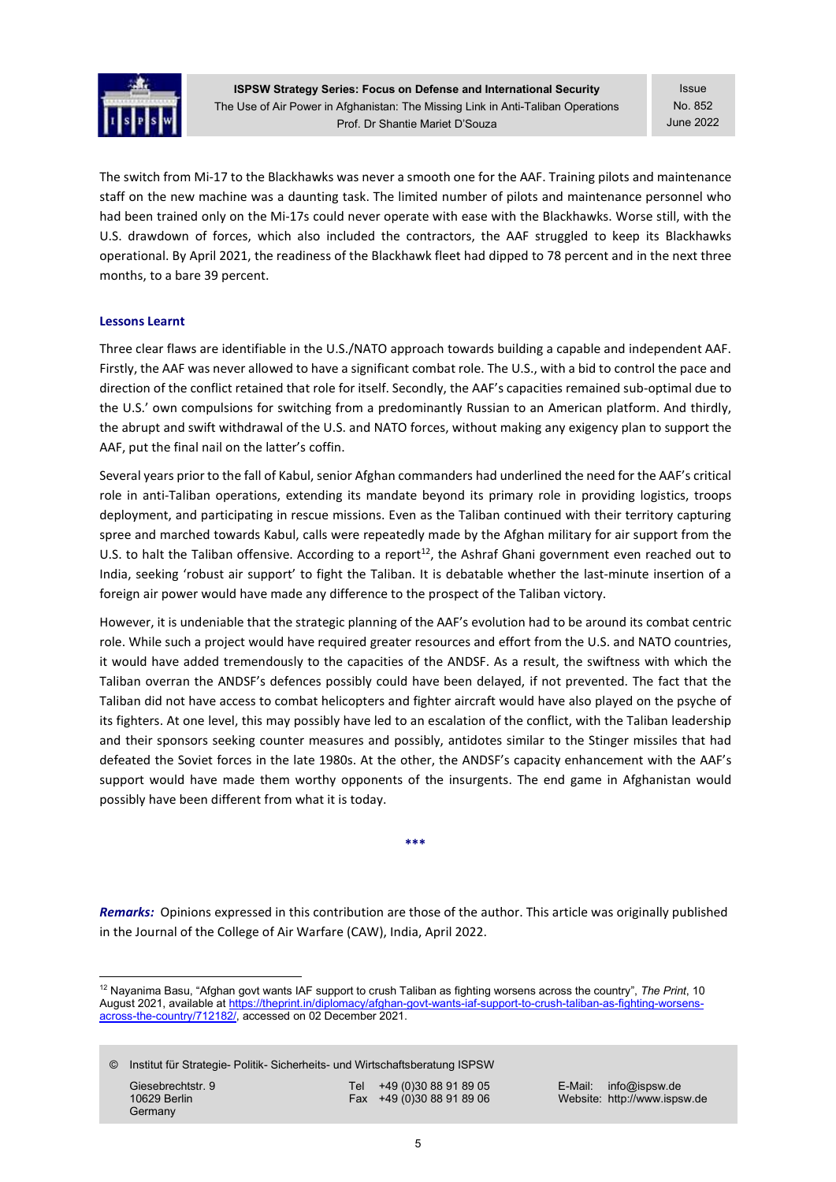The switch from Mi-17 to the Blackhawks was never a smooth one for the AAF. Training pilots and maintenance staff on the new machine was a daunting task. The limited number of pilots and maintenance personnel who had been trained only on the Mi-17s could never operate with ease with the Blackhawks. Worse still, with the U.S. drawdown of forces, which also included the contractors, the AAF struggled to keep its Blackhawks operational. By April 2021, the readiness of the Blackhawk fleet had dipped to 78 percent and in the next three months, to a bare 39 percent.

## Lessons Learnt

Three clear flaws are identifiable in the U.S./NATO approach towards building a capable and independent AAF. Firstly, the AAF was never allowed to have a significant combat role. The U.S., with a bid to control the pace and direction of the conflict retained that role for itself. Secondly, the AAF's capacities remained sub-optimal due to the U.S.' own compulsions for switching from a predominantly Russian to an American platform. And thirdly, the abrupt and swift withdrawal of the U.S. and NATO forces, without making any exigency plan to support the AAF, put the final nail on the latter's coffin.

Several years prior to the fall of Kabul, senior Afghan commanders had underlined the need for the AAF's critical role in anti-Taliban operations, extending its mandate beyond its primary role in providing logistics, troops deployment, and participating in rescue missions. Even as the Taliban continued with their territory capturing spree and marched towards Kabul, calls were repeatedly made by the Afghan military for air support from the U.S. to halt the Taliban offensive. According to a report[12], the Ashraf Ghani government even reached out to India, seeking 'robust air support' to fight the Taliban. It is debatable whether the last-minute insertion of a foreign air power would have made any difference to the prospect of the Taliban victory.

However, it is undeniable that the strategic planning of the AAF's evolution had to be around its combat centric role. While such a project would have required greater resources and effort from the U.S. and NATO countries, it would have added tremendously to the capacities of the ANDSF. As a result, the swiftness with which the Taliban overran the ANDSF's defences possibly could have been delayed, if not prevented. The fact that the Taliban did not have access to combat helicopters and fighter aircraft would have also played on the psyche of its fighters. At one level, this may possibly have led to an escalation of the conflict, with the Taliban leadership and their sponsors seeking counter measures and possibly, antidotes similar to the Stinger missiles that had defeated the Soviet forces in the late 1980s. At the other, the ANDSF's capacity enhancement with the AAF's support would have made them worthy opponents of the insurgents. The end game in Afghanistan would possibly have been different from what it is today.

***

***Remarks:*** Opinions expressed in this contribution are those of the author. This article was originally published in the Journal of the College of Air Warfare (CAW), India, April 2022.

---

[12] Nayanima Basu, "Afghan govt wants IAF support to crush Taliban as fighting worsens across the country", *The Print*, 10 August 2021, available at https://theprint.in/diplomacy/afghan-govt-wants-iaf-support-to-crush-taliban-as-fighting-worsens-across-the-country/712182/, accessed on 02 December 2021.

© Institut für Strategie- Politik- Sicherheits- und Wirtschaftsberatung ISPSW

Giesebrechtstr. 9
10629 Berlin
Germany

Tel +49 (0)30 88 91 89 05
Fax +49 (0)30 88 91 89 06

E-Mail: info@ispsw.de
Website: http://www.ispsw.de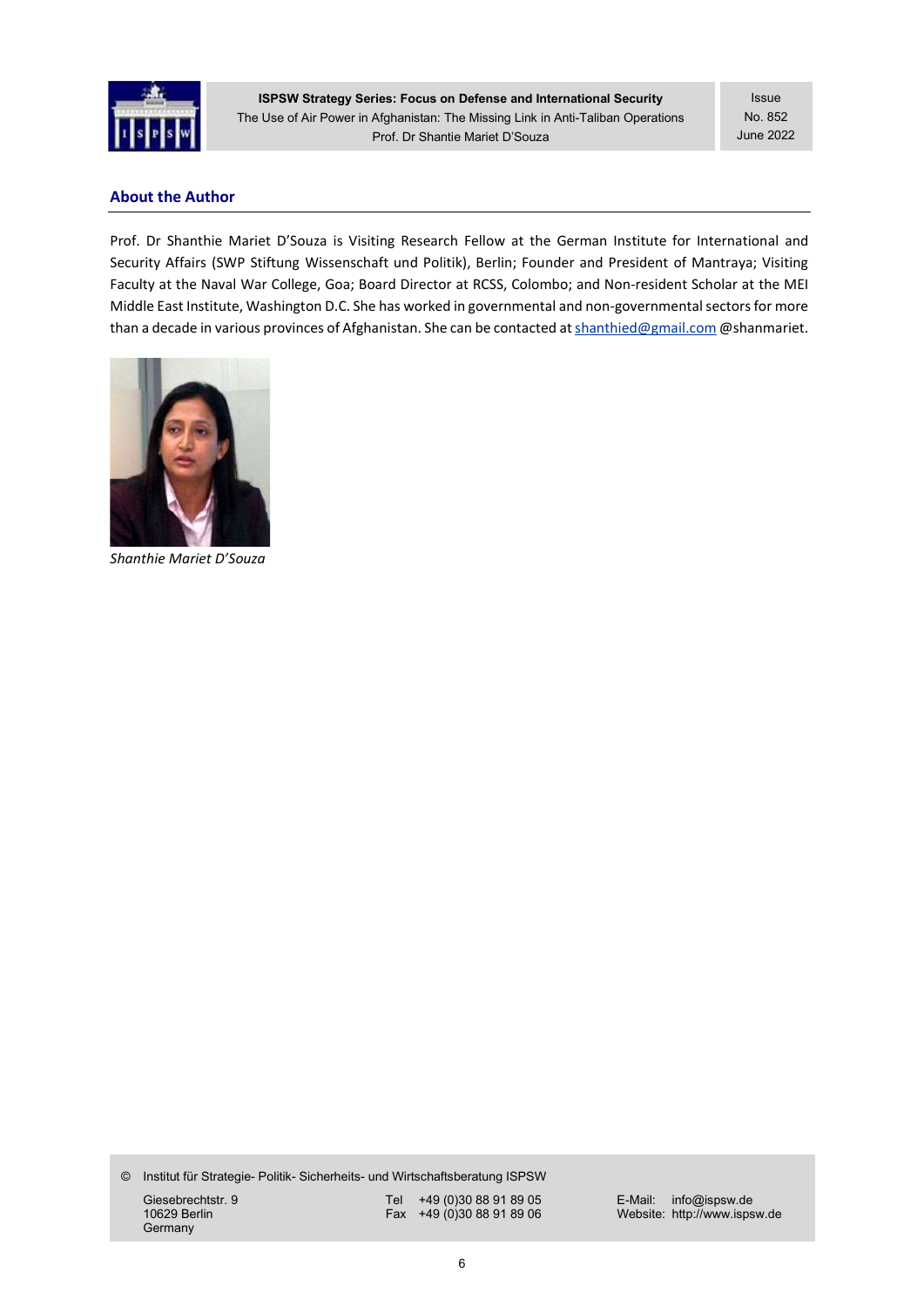## About the Author

Prof. Dr Shanthie Mariet D'Souza is Visiting Research Fellow at the German Institute for International and Security Affairs (SWP Stiftung Wissenschaft und Politik), Berlin; Founder and President of Mantraya; Visiting Faculty at the Naval War College, Goa; Board Director at RCSS, Colombo; and Non-resident Scholar at the MEI Middle East Institute, Washington D.C. She has worked in governmental and non-governmental sectors for more than a decade in various provinces of Afghanistan. She can be contacted at shanthied@gmail.com @shanmariet.

*Shanthie Mariet D'Souza*

© Institut für Strategie- Politik- Sicherheits- und Wirtschaftsberatung ISPSW

Giesebrechtstr. 9
10629 Berlin
Germany

Tel +49 (0)30 88 91 89 05
Fax +49 (0)30 88 91 89 06

E-Mail: info@ispsw.de
Website: http://www.ispsw.de